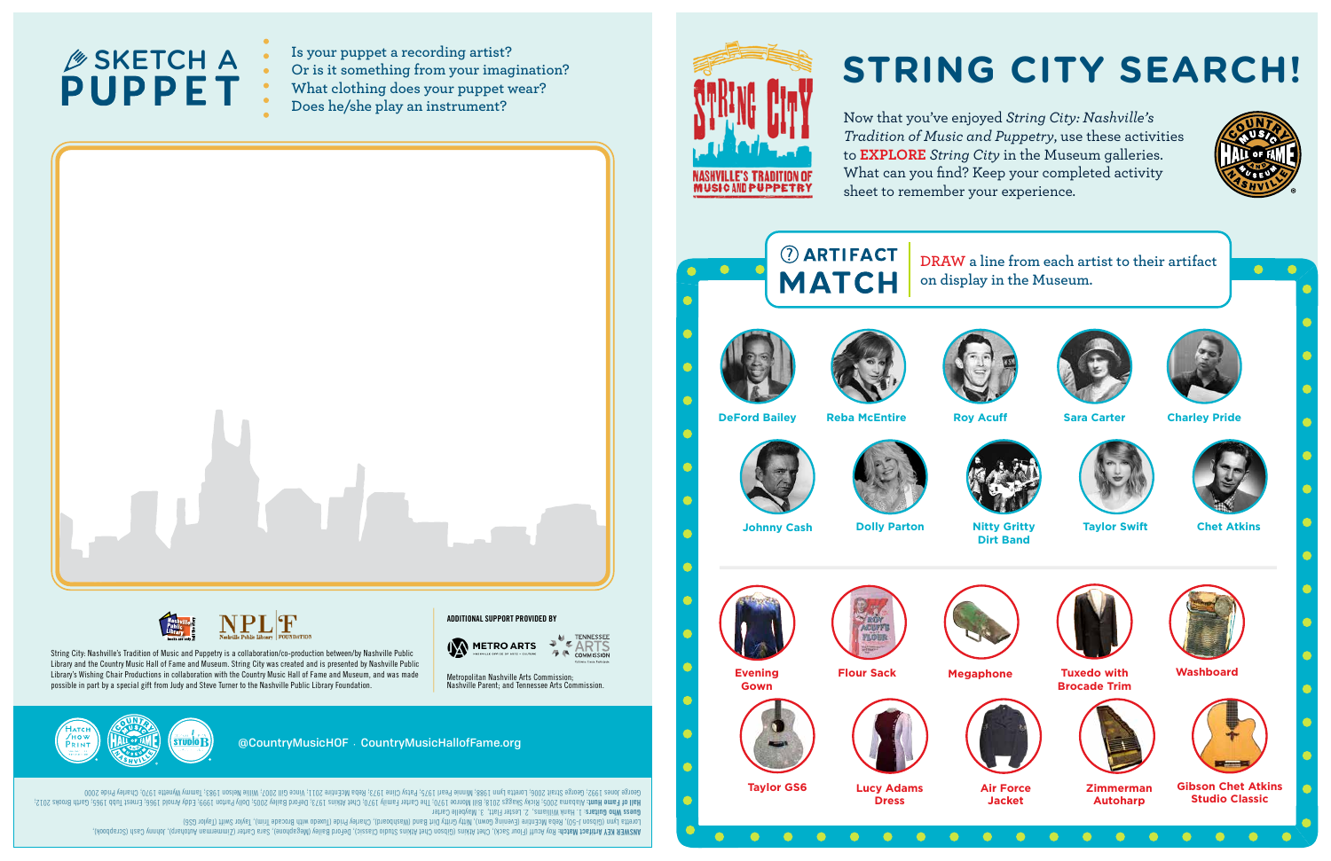# SKETCH A PUPPET

- Is your puppet a recording artist?
- Or is it something from your imagination?
- What clothing does your puppet wear?
- Does he/she play an instrument?

String City: Nashville's Tradition of Music and Puppetry is a collaboration/co-production between/by Nashville Public Library and the Country Music Hall of Fame and Museum. String City was created and is presented by Nashville Public Library's Wishing Chair Productions in collaboration with the Country Music Hall of Fame and Museum, and was made possible in part by a special gift from Judy and Steve Turner to the Nashville Public Library Foundation.

**ADDITIONAL SUPPORT PROVIDED BY**

Metropolitan Nashville Arts Commission; Nashville Parent; and Tennessee Arts Commission.

@CountryMusicHOF · CountryMusicHallofFame.org

**ANSWER KEY Artifact Match:** Roy Acuff (Flour Sack), Chet Atkins (Gibson Chet Atkins Studio Classic), DeFord Bailey (Megaphone), Sara Carter (Zimmerman Autoharp), Johnny Cash (Scrapbook), Loretta Lynn (Gibson J-50), Reba McEntire (Evening Gown), Nitty Gritty Dirt Band (Washboard), Charley Pride (Tuxedo with Brocade Trim), Taylor Swift (Taylor GS6)
**Guess Who Guitars:** 1. Hank Williams, 2. Lester Flatt, 3. Maybelle Carter
**Hall of Fame Hunt:** Alabama 2005, Ricky Skaggs 2018, Bill Monroe 1970, The Carter Family 1970, Chet Atkins 1973, DeFord Bailey 2005, Dolly Parton 1999, Eddy Arnold 1966, Ernest Tubb 1965, Garth Brooks 2012, George Jones 1992, George Strait 2006, Loretta Lynn 1988, Minnie Pearl 1975, Patsy Cline 1973, Reba McEntire 2011, Vince Gill 2007, Willie Nelson 1993, Tammy Wynette 1998, Charley Pride 2000

# STRING CITY SEARCH!

Now that you've enjoyed *String City: Nashville's Tradition of Music and Puppetry*, use these activities to **EXPLORE** *String City* in the Museum galleries. What can you find? Keep your completed activity sheet to remember your experience.

## ARTIFACT MATCH

**DRAW** a line from each artist to their artifact on display in the Museum.

**Artists:**
- DeFord Bailey
- Reba McEntire
- Roy Acuff
- Sara Carter
- Charley Pride
- Johnny Cash
- Dolly Parton
- Nitty Gritty Dirt Band
- Taylor Swift
- Chet Atkins

**Artifacts:**
- Evening Gown
- Flour Sack
- Megaphone
- Tuxedo with Brocade Trim
- Washboard
- Taylor GS6
- Lucy Adams Dress
- Air Force Jacket
- Zimmerman Autoharp
- Gibson Chet Atkins Studio Classic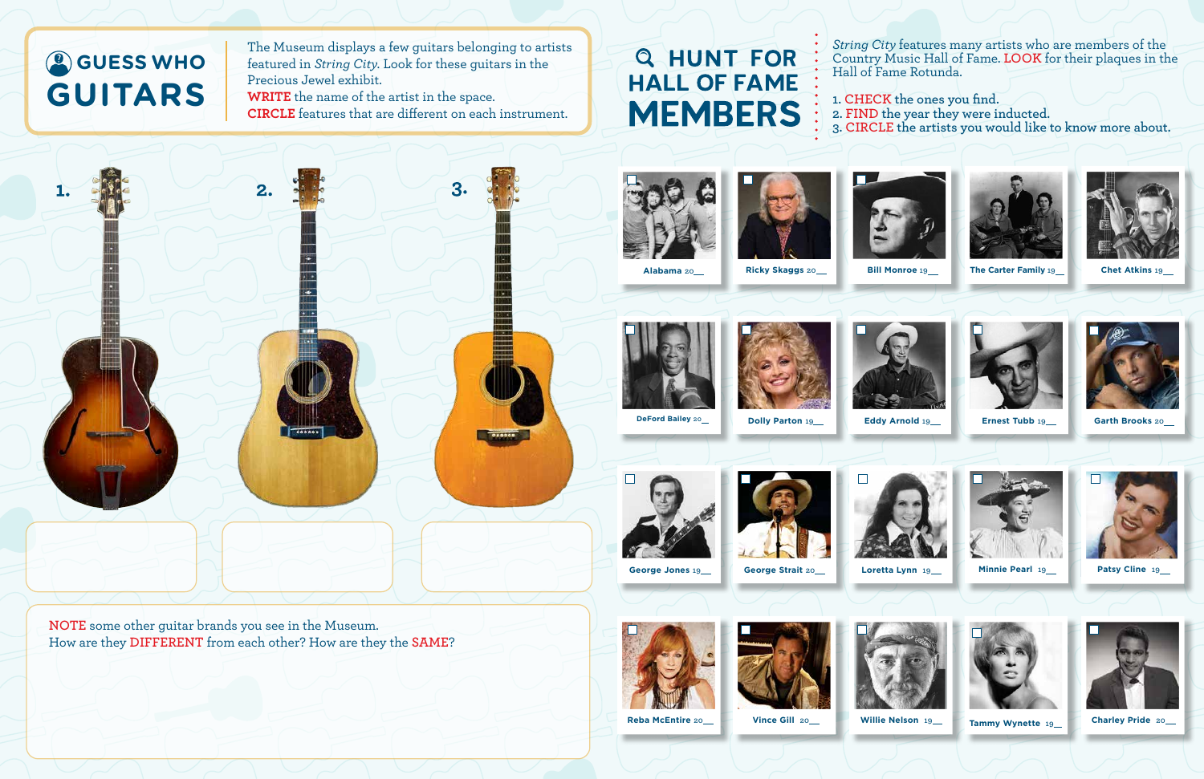## GUESS WHO GUITARS

The Museum displays a few guitars belonging to artists featured in *String City*. Look for these guitars in the Precious Jewel exhibit.
**WRITE** the name of the artist in the space.
**CIRCLE** features that are different on each instrument.

1.

2.

3.

**NOTE** some other guitar brands you see in the Museum.
How are they **DIFFERENT** from each other? How are they the **SAME**?

## HUNT FOR HALL OF FAME MEMBERS

*String City* features many artists who are members of the Country Music Hall of Fame. **LOOK** for their plaques in the Hall of Fame Rotunda.

1. **CHECK** the ones you find.
2. **FIND** the year they were inducted.
3. **CIRCLE** the artists you would like to know more about.

- ☐ Alabama 20__
- ☐ Ricky Skaggs 20__
- ☐ Bill Monroe 19__
- ☐ The Carter Family 19__
- ☐ Chet Atkins 19__
- ☐ DeFord Bailey 20__
- ☐ Dolly Parton 19__
- ☐ Eddy Arnold 19__
- ☐ Ernest Tubb 19__
- ☐ Garth Brooks 20__
- ☐ George Jones 19__
- ☐ George Strait 20__
- ☐ Loretta Lynn 19__
- ☐ Minnie Pearl 19__
- ☐ Patsy Cline 19__
- ☐ Reba McEntire 20__
- ☐ Vince Gill 20__
- ☐ Willie Nelson 19__
- ☐ Tammy Wynette 19__
- ☐ Charley Pride 20__